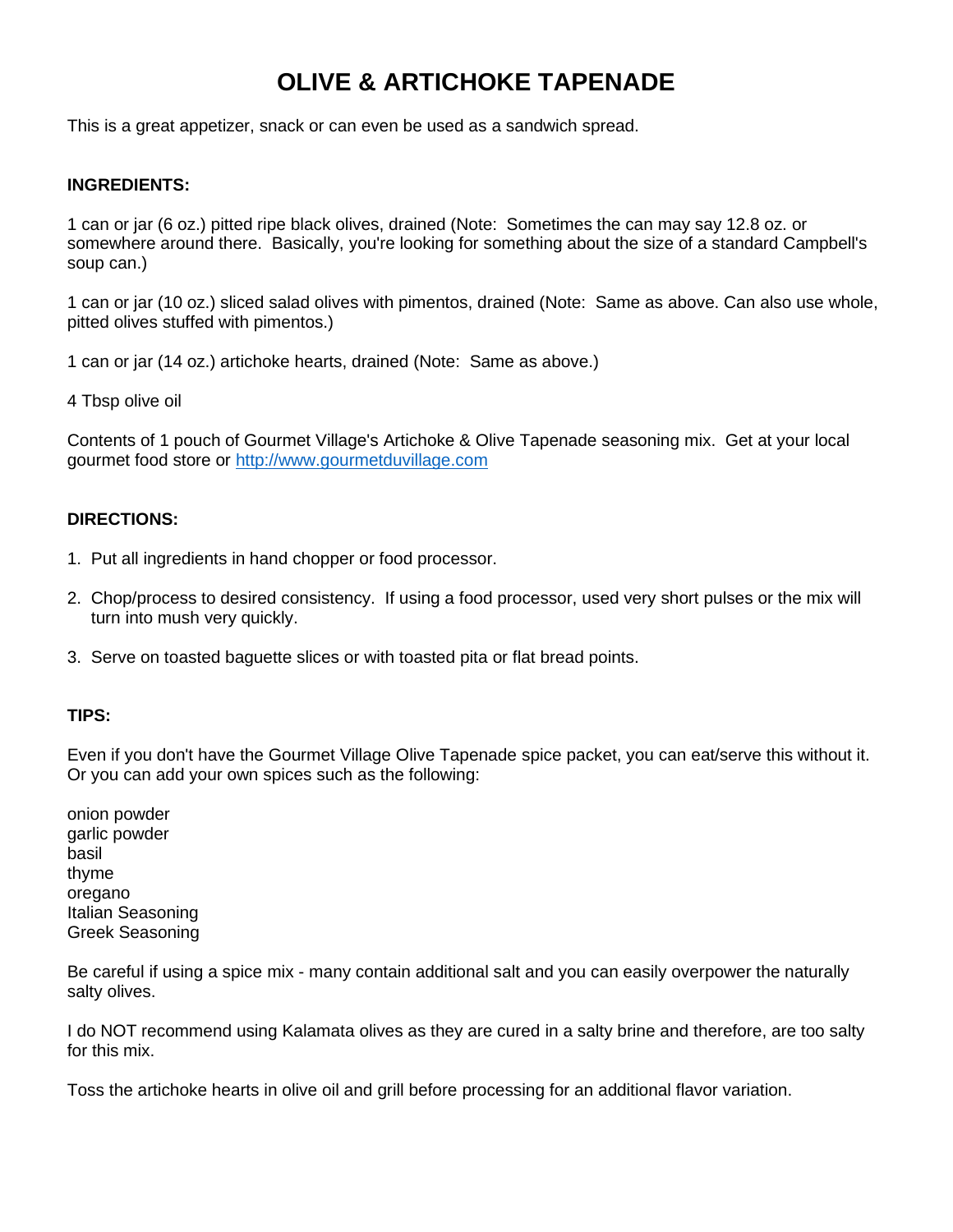# OLIVE & ARTICHOKE TAPENADE

This is a great appetizer, snack or can even be used as a sandwich spread.

**INGREDIENTS:**

1 can or jar (6 oz.) pitted ripe black olives, drained (Note: Sometimes the can may say 12.8 oz. or somewhere around there. Basically, you're looking for something about the size of a standard Campbell's soup can.)

1 can or jar (10 oz.) sliced salad olives with pimentos, drained (Note: Same as above. Can also use whole, pitted olives stuffed with pimentos.)

1 can or jar (14 oz.) artichoke hearts, drained (Note: Same as above.)

4 Tbsp olive oil

Contents of 1 pouch of Gourmet Village's Artichoke & Olive Tapenade seasoning mix. Get at your local gourmet food store or [http://www.gourmetduvillage.com](http://www.gourmetduvillage.com)

**DIRECTIONS:**

1. Put all ingredients in hand chopper or food processor.
2. Chop/process to desired consistency. If using a food processor, used very short pulses or the mix will turn into mush very quickly.
3. Serve on toasted baguette slices or with toasted pita or flat bread points.

**TIPS:**

Even if you don't have the Gourmet Village Olive Tapenade spice packet, you can eat/serve this without it. Or you can add your own spices such as the following:

onion powder
garlic powder
basil
thyme
oregano
Italian Seasoning
Greek Seasoning

Be careful if using a spice mix - many contain additional salt and you can easily overpower the naturally salty olives.

I do NOT recommend using Kalamata olives as they are cured in a salty brine and therefore, are too salty for this mix.

Toss the artichoke hearts in olive oil and grill before processing for an additional flavor variation.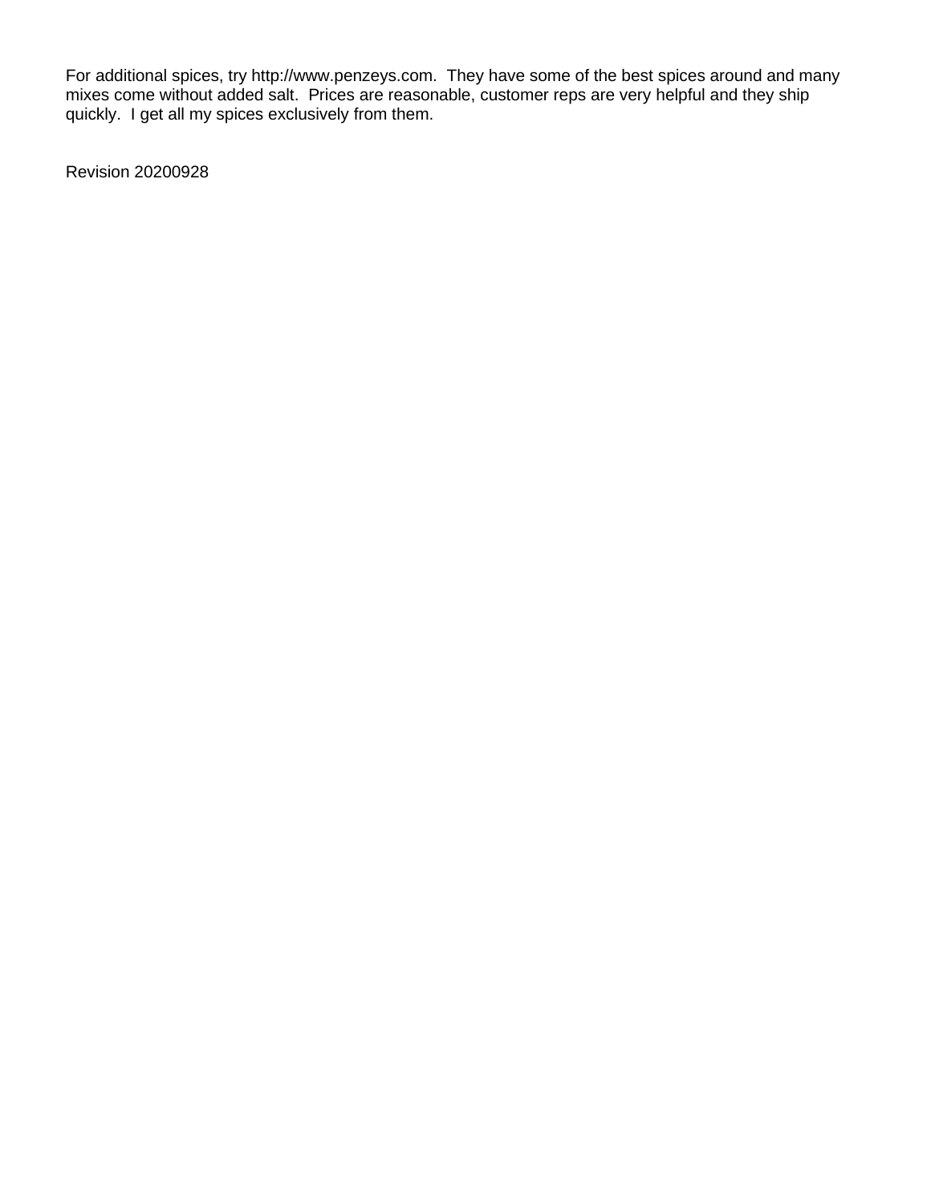For additional spices, try http://www.penzeys.com. They have some of the best spices around and many mixes come without added salt. Prices are reasonable, customer reps are very helpful and they ship quickly. I get all my spices exclusively from them.

Revision 20200928